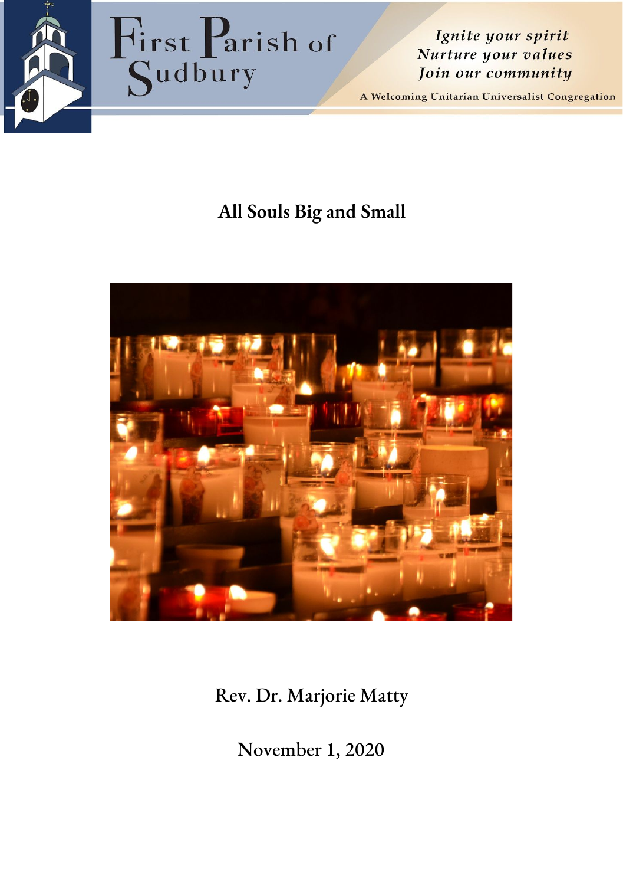First Parish of Sudbury

*Ignite your spirit*
*Nurture your values*
*Join our community*

A Welcoming Unitarian Universalist Congregation

# All Souls Big and Small

Rev. Dr. Marjorie Matty

November 1, 2020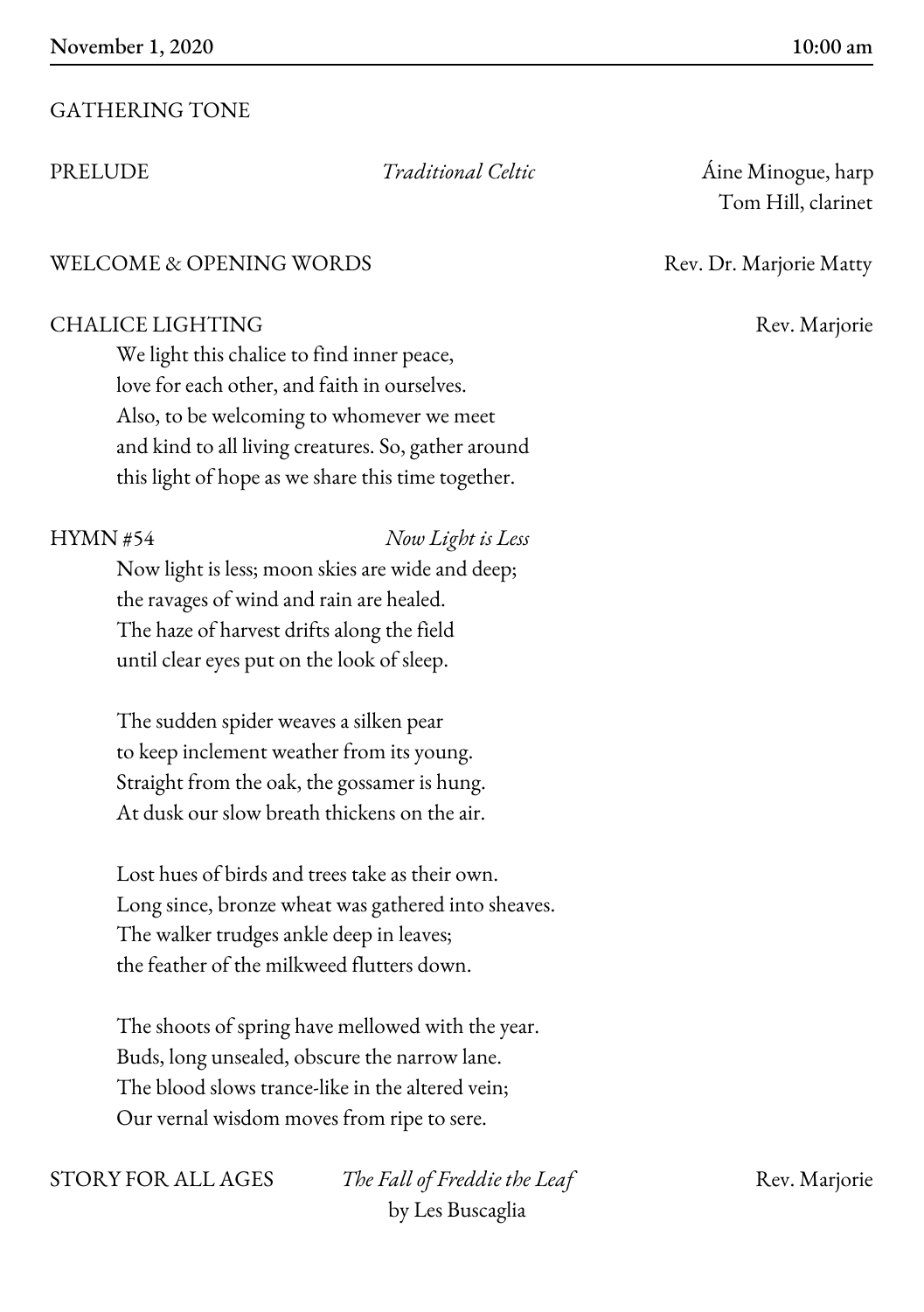**November 1, 2020** | **10:00 am**

GATHERING TONE

PRELUDE — *Traditional Celtic* — Áine Minogue, harp; Tom Hill, clarinet

WELCOME & OPENING WORDS — Rev. Dr. Marjorie Matty

CHALICE LIGHTING — Rev. Marjorie

> We light this chalice to find inner peace,
> love for each other, and faith in ourselves.
> Also, to be welcoming to whomever we meet
> and kind to all living creatures. So, gather around
> this light of hope as we share this time together.

HYMN #54 — *Now Light is Less*

> Now light is less; moon skies are wide and deep;
> the ravages of wind and rain are healed.
> The haze of harvest drifts along the field
> until clear eyes put on the look of sleep.
>
> The sudden spider weaves a silken pear
> to keep inclement weather from its young.
> Straight from the oak, the gossamer is hung.
> At dusk our slow breath thickens on the air.
>
> Lost hues of birds and trees take as their own.
> Long since, bronze wheat was gathered into sheaves.
> The walker trudges ankle deep in leaves;
> the feather of the milkweed flutters down.
>
> The shoots of spring have mellowed with the year.
> Buds, long unsealed, obscure the narrow lane.
> The blood slows trance-like in the altered vein;
> Our vernal wisdom moves from ripe to sere.

STORY FOR ALL AGES — *The Fall of Freddie the Leaf* by Les Buscaglia — Rev. Marjorie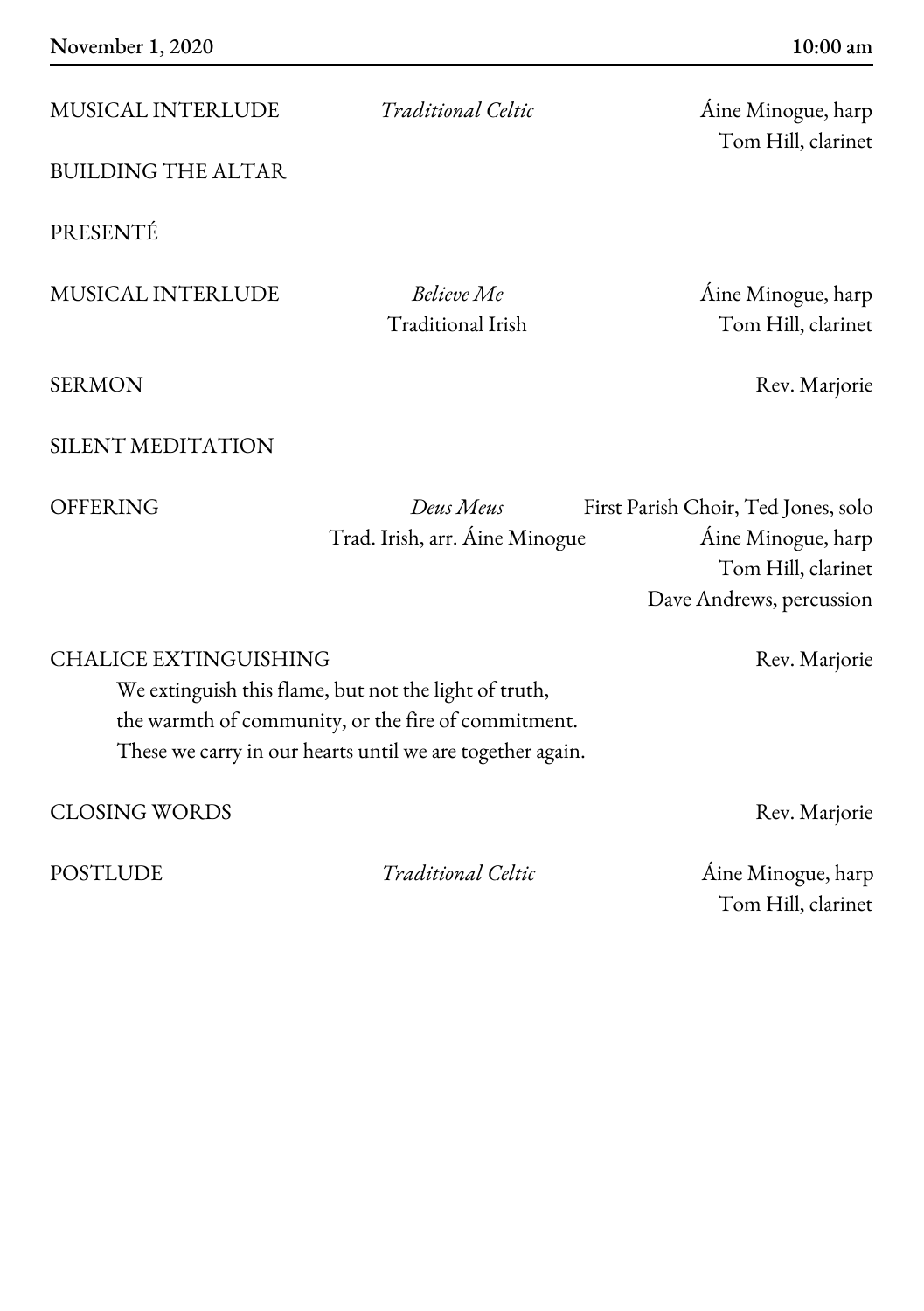November 1, 2020 — 10:00 am

| | | |
|---|---|---|
| MUSICAL INTERLUDE | *Traditional Celtic* | Áine Minogue, harp<br>Tom Hill, clarinet |
| BUILDING THE ALTAR | | |
| PRESENTÉ | | |
| MUSICAL INTERLUDE | *Believe Me*<br>Traditional Irish | Áine Minogue, harp<br>Tom Hill, clarinet |
| SERMON | | Rev. Marjorie |
| SILENT MEDITATION | | |
| OFFERING | *Deus Meus*<br>Trad. Irish, arr. Áine Minogue | First Parish Choir, Ted Jones, solo<br>Áine Minogue, harp<br>Tom Hill, clarinet<br>Dave Andrews, percussion |
| CHALICE EXTINGUISHING | | Rev. Marjorie |

We extinguish this flame, but not the light of truth,
the warmth of community, or the fire of commitment.
These we carry in our hearts until we are together again.

| | | |
|---|---|---|
| CLOSING WORDS | | Rev. Marjorie |
| POSTLUDE | *Traditional Celtic* | Áine Minogue, harp<br>Tom Hill, clarinet |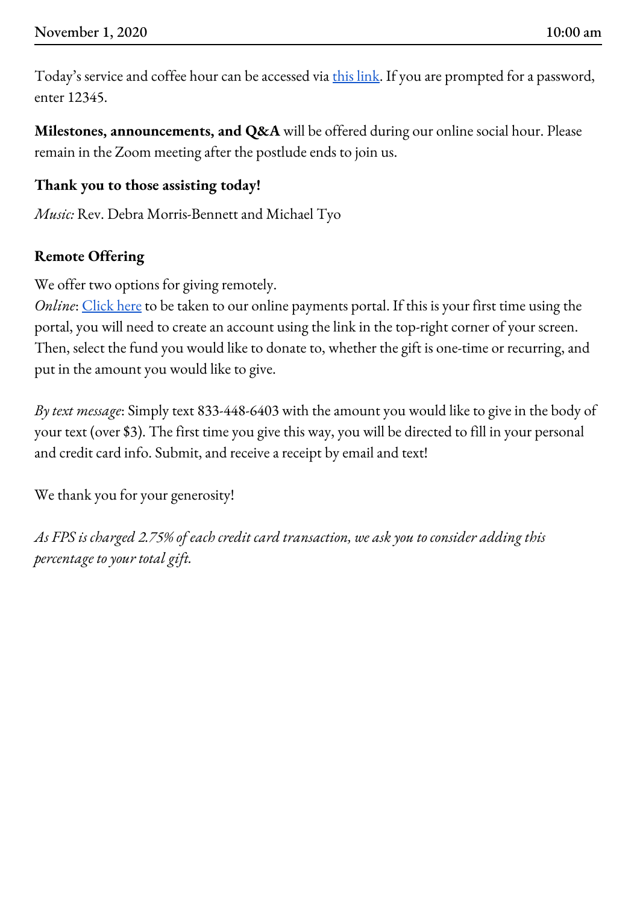**November 1, 2020** **10:00 am**

Today's service and coffee hour can be accessed via this link. If you are prompted for a password, enter 12345.

**Milestones, announcements, and Q&A** will be offered during our online social hour. Please remain in the Zoom meeting after the postlude ends to join us.

**Thank you to those assisting today!**

*Music:* Rev. Debra Morris-Bennett and Michael Tyo

**Remote Offering**

We offer two options for giving remotely.
*Online*: Click here to be taken to our online payments portal. If this is your first time using the portal, you will need to create an account using the link in the top-right corner of your screen. Then, select the fund you would like to donate to, whether the gift is one-time or recurring, and put in the amount you would like to give.

*By text message*: Simply text 833-448-6403 with the amount you would like to give in the body of your text (over $3). The first time you give this way, you will be directed to fill in your personal and credit card info. Submit, and receive a receipt by email and text!

We thank you for your generosity!

*As FPS is charged 2.75% of each credit card transaction, we ask you to consider adding this percentage to your total gift.*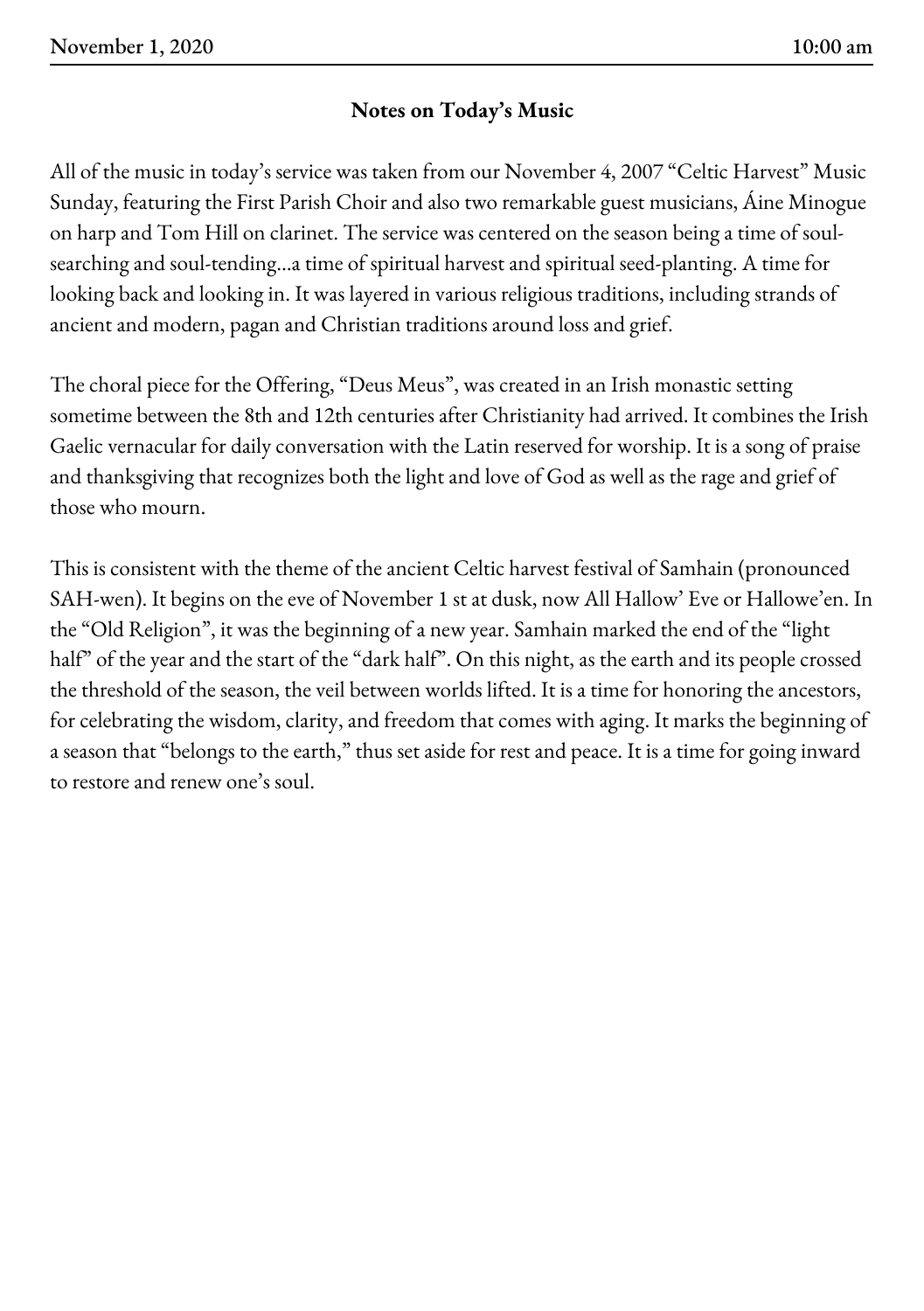## Notes on Today's Music

All of the music in today's service was taken from our November 4, 2007 "Celtic Harvest" Music Sunday, featuring the First Parish Choir and also two remarkable guest musicians, Áine Minogue on harp and Tom Hill on clarinet. The service was centered on the season being a time of soul-searching and soul-tending...a time of spiritual harvest and spiritual seed-planting. A time for looking back and looking in. It was layered in various religious traditions, including strands of ancient and modern, pagan and Christian traditions around loss and grief.

The choral piece for the Offering, "Deus Meus", was created in an Irish monastic setting sometime between the 8th and 12th centuries after Christianity had arrived. It combines the Irish Gaelic vernacular for daily conversation with the Latin reserved for worship. It is a song of praise and thanksgiving that recognizes both the light and love of God as well as the rage and grief of those who mourn.

This is consistent with the theme of the ancient Celtic harvest festival of Samhain (pronounced SAH-wen). It begins on the eve of November 1 st at dusk, now All Hallow' Eve or Hallowe'en. In the "Old Religion", it was the beginning of a new year. Samhain marked the end of the "light half" of the year and the start of the "dark half". On this night, as the earth and its people crossed the threshold of the season, the veil between worlds lifted. It is a time for honoring the ancestors, for celebrating the wisdom, clarity, and freedom that comes with aging. It marks the beginning of a season that "belongs to the earth," thus set aside for rest and peace. It is a time for going inward to restore and renew one's soul.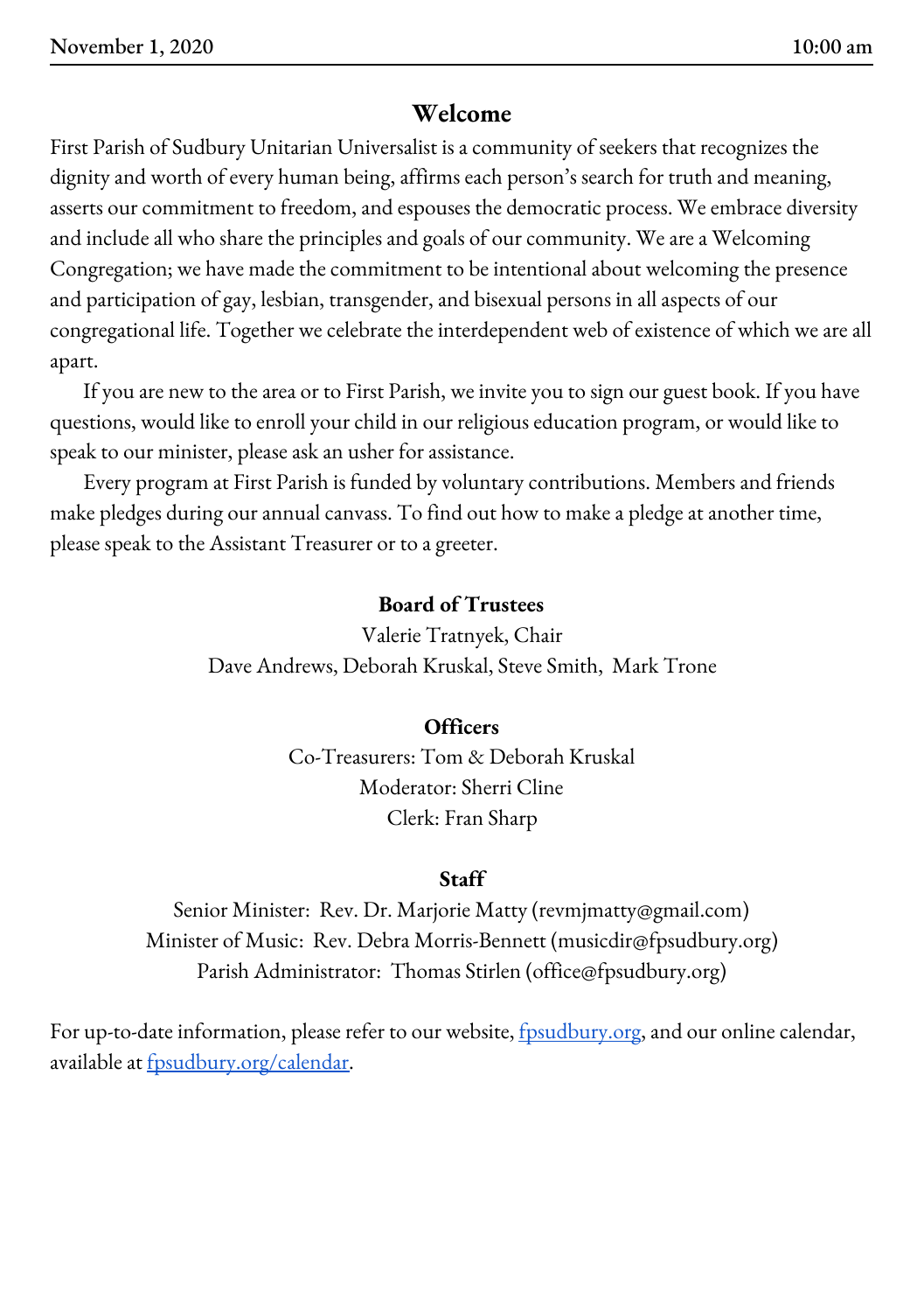## Welcome

First Parish of Sudbury Unitarian Universalist is a community of seekers that recognizes the dignity and worth of every human being, affirms each person's search for truth and meaning, asserts our commitment to freedom, and espouses the democratic process. We embrace diversity and include all who share the principles and goals of our community. We are a Welcoming Congregation; we have made the commitment to be intentional about welcoming the presence and participation of gay, lesbian, transgender, and bisexual persons in all aspects of our congregational life. Together we celebrate the interdependent web of existence of which we are all apart.

If you are new to the area or to First Parish, we invite you to sign our guest book. If you have questions, would like to enroll your child in our religious education program, or would like to speak to our minister, please ask an usher for assistance.

Every program at First Parish is funded by voluntary contributions. Members and friends make pledges during our annual canvass. To find out how to make a pledge at another time, please speak to the Assistant Treasurer or to a greeter.

**Board of Trustees**

Valerie Tratnyek, Chair
Dave Andrews, Deborah Kruskal, Steve Smith, Mark Trone

**Officers**

Co-Treasurers: Tom & Deborah Kruskal
Moderator: Sherri Cline
Clerk: Fran Sharp

**Staff**

Senior Minister: Rev. Dr. Marjorie Matty (revmjmatty@gmail.com)
Minister of Music: Rev. Debra Morris-Bennett (musicdir@fpsudbury.org)
Parish Administrator: Thomas Stirlen (office@fpsudbury.org)

For up-to-date information, please refer to our website, [fpsudbury.org](https://fpsudbury.org), and our online calendar, available at [fpsudbury.org/calendar](https://fpsudbury.org/calendar).